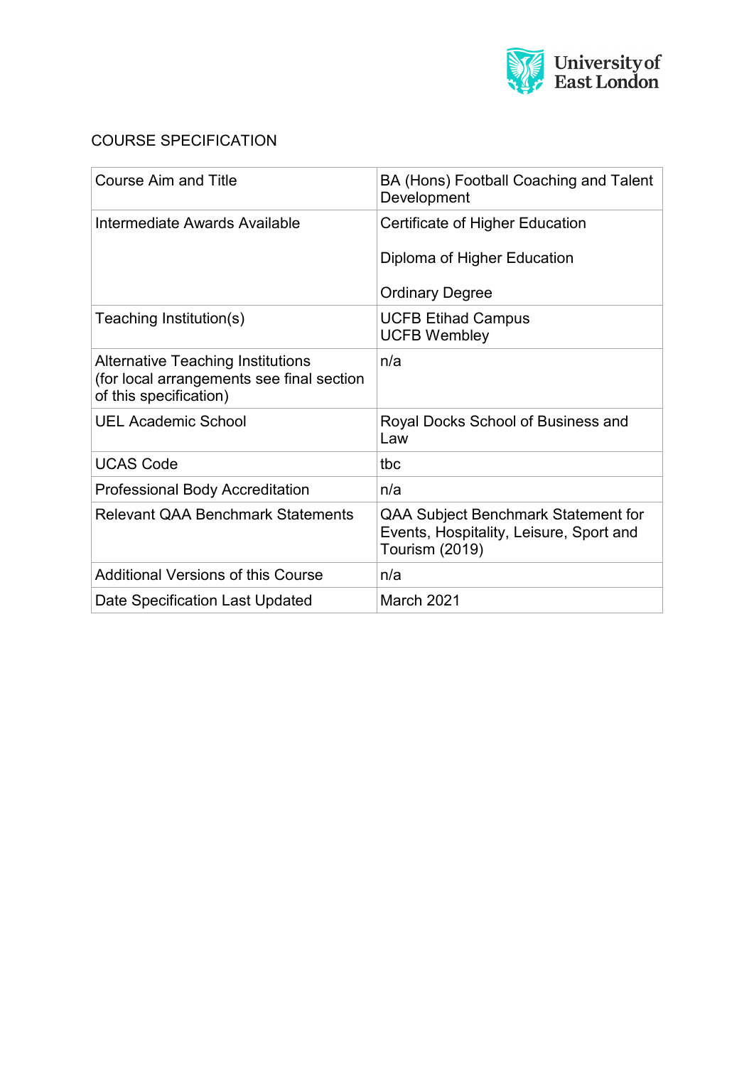COURSE SPECIFICATION

| Course Aim and Title | BA (Hons) Football Coaching and Talent Development |
|---|---|
| Intermediate Awards Available | Certificate of Higher Education<br><br>Diploma of Higher Education<br><br>Ordinary Degree |
| Teaching Institution(s) | UCFB Etihad Campus<br>UCFB Wembley |
| Alternative Teaching Institutions (for local arrangements see final section of this specification) | n/a |
| UEL Academic School | Royal Docks School of Business and Law |
| UCAS Code | tbc |
| Professional Body Accreditation | n/a |
| Relevant QAA Benchmark Statements | QAA Subject Benchmark Statement for Events, Hospitality, Leisure, Sport and Tourism (2019) |
| Additional Versions of this Course | n/a |
| Date Specification Last Updated | March 2021 |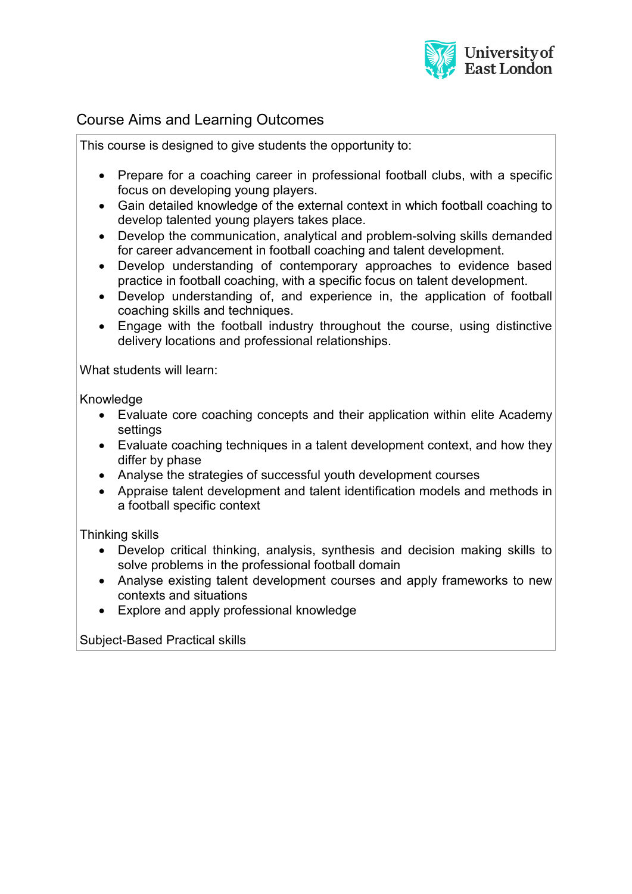## Course Aims and Learning Outcomes

This course is designed to give students the opportunity to:

- Prepare for a coaching career in professional football clubs, with a specific focus on developing young players.
- Gain detailed knowledge of the external context in which football coaching to develop talented young players takes place.
- Develop the communication, analytical and problem-solving skills demanded for career advancement in football coaching and talent development.
- Develop understanding of contemporary approaches to evidence based practice in football coaching, with a specific focus on talent development.
- Develop understanding of, and experience in, the application of football coaching skills and techniques.
- Engage with the football industry throughout the course, using distinctive delivery locations and professional relationships.

What students will learn:

Knowledge

- Evaluate core coaching concepts and their application within elite Academy settings
- Evaluate coaching techniques in a talent development context, and how they differ by phase
- Analyse the strategies of successful youth development courses
- Appraise talent development and talent identification models and methods in a football specific context

Thinking skills

- Develop critical thinking, analysis, synthesis and decision making skills to solve problems in the professional football domain
- Analyse existing talent development courses and apply frameworks to new contexts and situations
- Explore and apply professional knowledge

Subject-Based Practical skills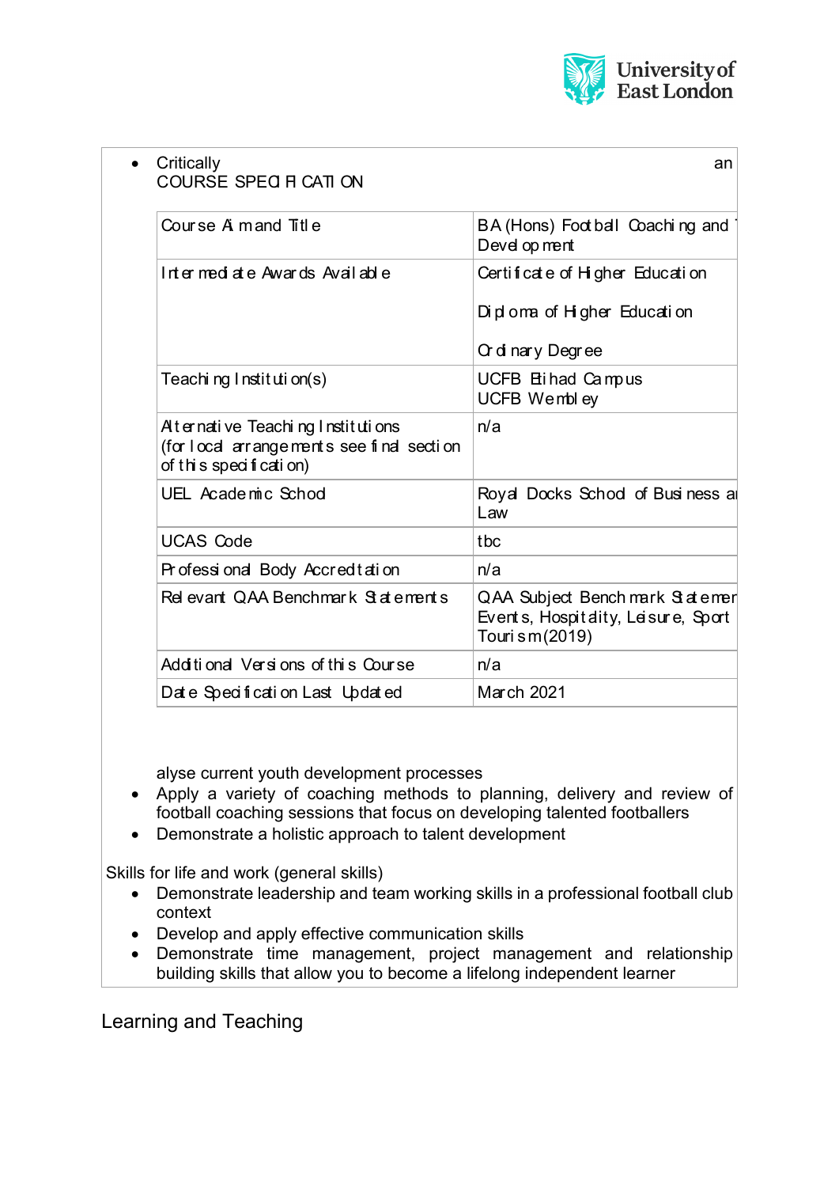- Critically an

COURSE SPECIFICATION

| Course Aim and Title | BA (Hons) Football Coaching and Development |
|---|---|
| Intermediate Awards Available | Certificate of Higher Education<br><br>Diploma of Higher Education<br><br>Ordinary Degree |
| Teaching Institution(s) | UCFB Etihad Campus<br>UCFB Wembley |
| Alternative Teaching Institutions<br>(for local arrangements see final section of this specification) | n/a |
| UEL Academic School | Royal Docks School of Business and Law |
| UCAS Code | tbc |
| Professional Body Accreditation | n/a |
| Relevant QAA Benchmark Statements | QAA Subject Benchmark Statement Events, Hospitality, Leisure, Sport Tourism (2019) |
| Additional Versions of this Course | n/a |
| Date Specification Last Updated | March 2021 |

alyse current youth development processes

- Apply a variety of coaching methods to planning, delivery and review of football coaching sessions that focus on developing talented footballers
- Demonstrate a holistic approach to talent development

Skills for life and work (general skills)

- Demonstrate leadership and team working skills in a professional football club context
- Develop and apply effective communication skills
- Demonstrate time management, project management and relationship building skills that allow you to become a lifelong independent learner

## Learning and Teaching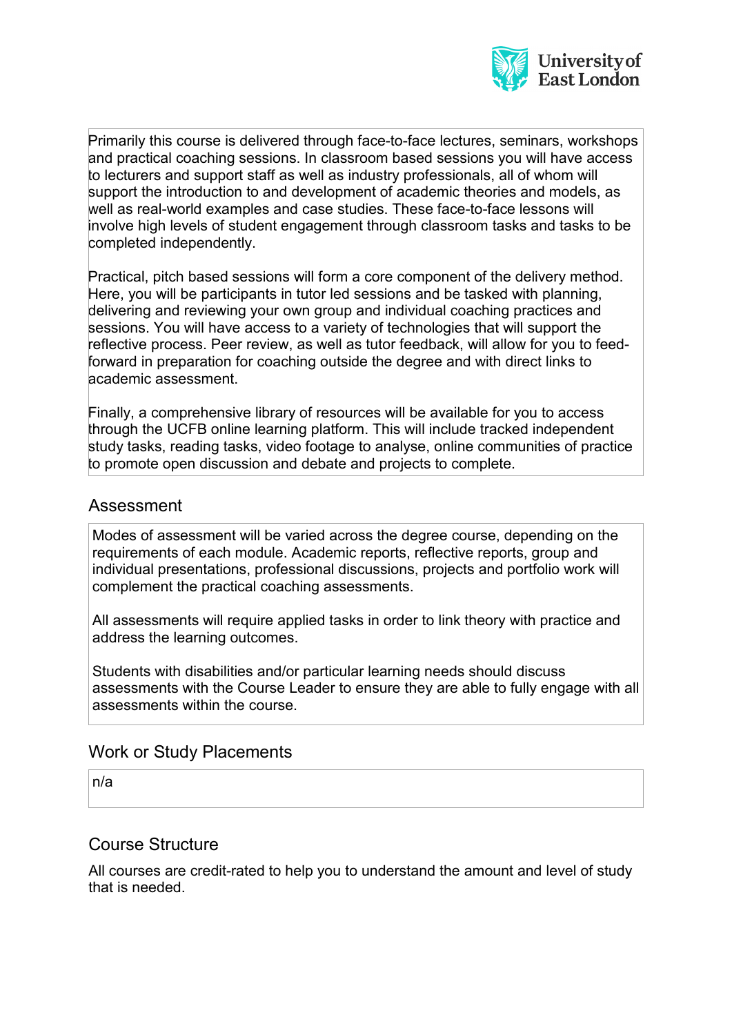Primarily this course is delivered through face-to-face lectures, seminars, workshops and practical coaching sessions. In classroom based sessions you will have access to lecturers and support staff as well as industry professionals, all of whom will support the introduction to and development of academic theories and models, as well as real-world examples and case studies. These face-to-face lessons will involve high levels of student engagement through classroom tasks and tasks to be completed independently.

Practical, pitch based sessions will form a core component of the delivery method. Here, you will be participants in tutor led sessions and be tasked with planning, delivering and reviewing your own group and individual coaching practices and sessions. You will have access to a variety of technologies that will support the reflective process. Peer review, as well as tutor feedback, will allow for you to feed-forward in preparation for coaching outside the degree and with direct links to academic assessment.

Finally, a comprehensive library of resources will be available for you to access through the UCFB online learning platform. This will include tracked independent study tasks, reading tasks, video footage to analyse, online communities of practice to promote open discussion and debate and projects to complete.

## Assessment

Modes of assessment will be varied across the degree course, depending on the requirements of each module. Academic reports, reflective reports, group and individual presentations, professional discussions, projects and portfolio work will complement the practical coaching assessments.

All assessments will require applied tasks in order to link theory with practice and address the learning outcomes.

Students with disabilities and/or particular learning needs should discuss assessments with the Course Leader to ensure they are able to fully engage with all assessments within the course.

## Work or Study Placements

n/a

## Course Structure

All courses are credit-rated to help you to understand the amount and level of study that is needed.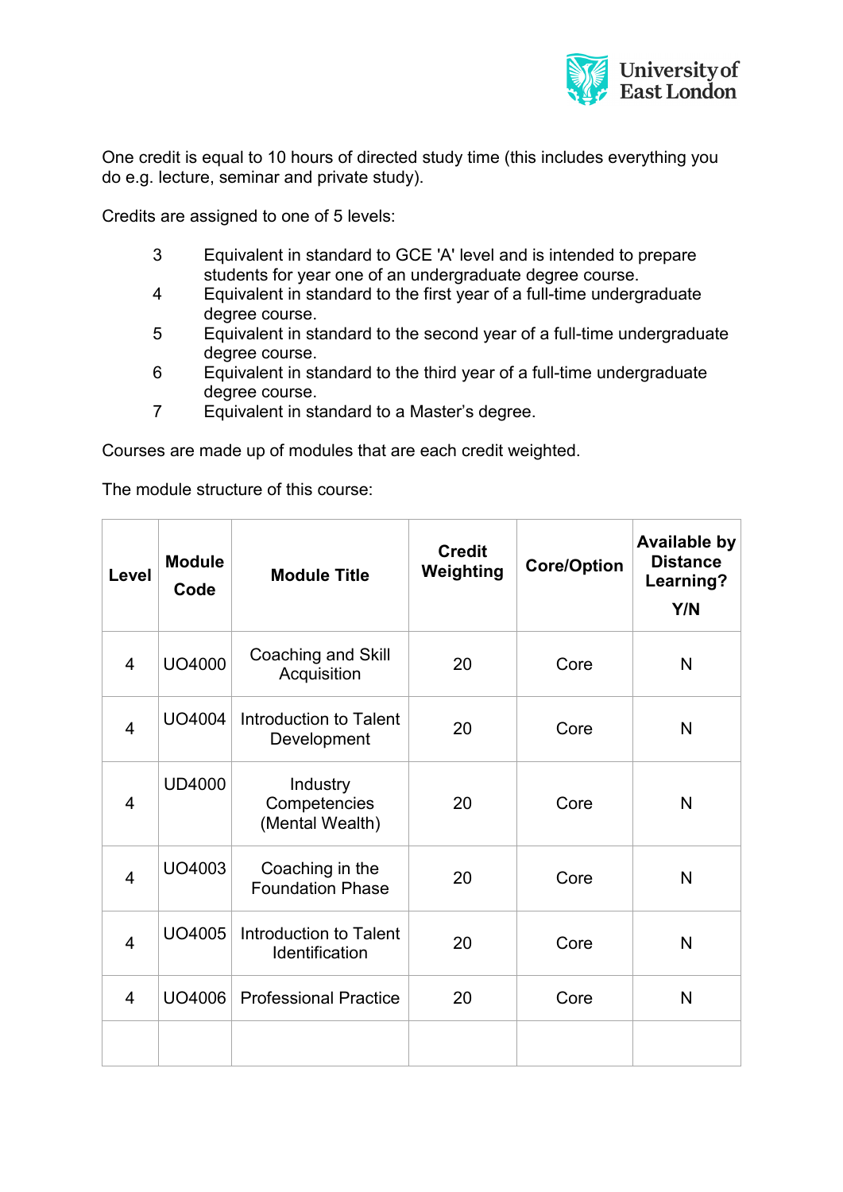One credit is equal to 10 hours of directed study time (this includes everything you do e.g. lecture, seminar and private study).

Credits are assigned to one of 5 levels:

- 3 Equivalent in standard to GCE 'A' level and is intended to prepare students for year one of an undergraduate degree course.
- 4 Equivalent in standard to the first year of a full-time undergraduate degree course.
- 5 Equivalent in standard to the second year of a full-time undergraduate degree course.
- 6 Equivalent in standard to the third year of a full-time undergraduate degree course.
- 7 Equivalent in standard to a Master's degree.

Courses are made up of modules that are each credit weighted.

The module structure of this course:

| Level | Module Code | Module Title | Credit Weighting | Core/Option | Available by Distance Learning? Y/N |
|---|---|---|---|---|---|
| 4 | UO4000 | Coaching and Skill Acquisition | 20 | Core | N |
| 4 | UO4004 | Introduction to Talent Development | 20 | Core | N |
| 4 | UD4000 | Industry Competencies (Mental Wealth) | 20 | Core | N |
| 4 | UO4003 | Coaching in the Foundation Phase | 20 | Core | N |
| 4 | UO4005 | Introduction to Talent Identification | 20 | Core | N |
| 4 | UO4006 | Professional Practice | 20 | Core | N |
| | | | | | |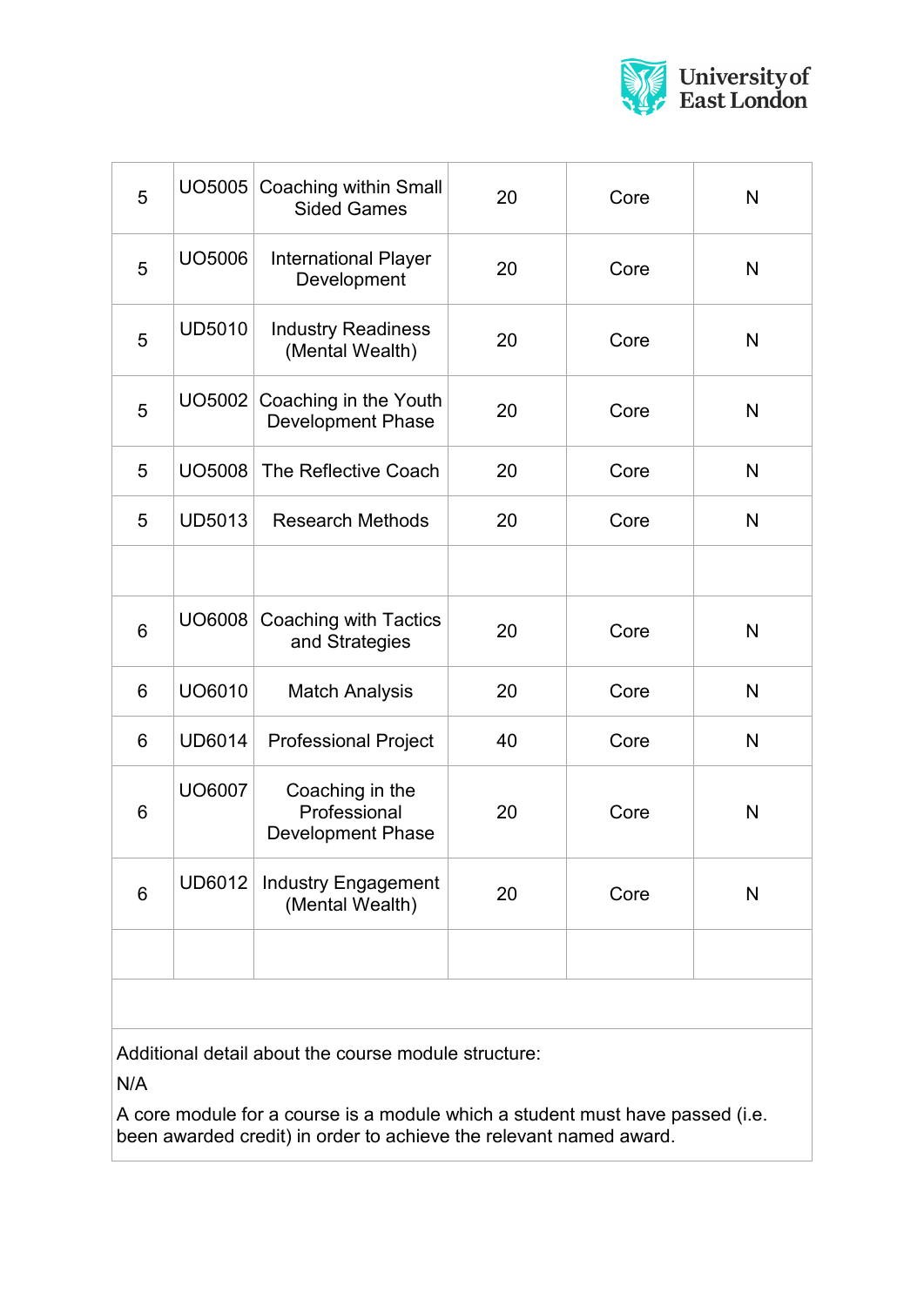| | | | | | |
|---|---|---|---|---|---|
| 5 | UO5005 | Coaching within Small Sided Games | 20 | Core | N |
| 5 | UO5006 | International Player Development | 20 | Core | N |
| 5 | UD5010 | Industry Readiness (Mental Wealth) | 20 | Core | N |
| 5 | UO5002 | Coaching in the Youth Development Phase | 20 | Core | N |
| 5 | UO5008 | The Reflective Coach | 20 | Core | N |
| 5 | UD5013 | Research Methods | 20 | Core | N |
| | | | | | |
| 6 | UO6008 | Coaching with Tactics and Strategies | 20 | Core | N |
| 6 | UO6010 | Match Analysis | 20 | Core | N |
| 6 | UD6014 | Professional Project | 40 | Core | N |
| 6 | UO6007 | Coaching in the Professional Development Phase | 20 | Core | N |
| 6 | UD6012 | Industry Engagement (Mental Wealth) | 20 | Core | N |
| | | | | | |

Additional detail about the course module structure:

N/A

A core module for a course is a module which a student must have passed (i.e. been awarded credit) in order to achieve the relevant named award.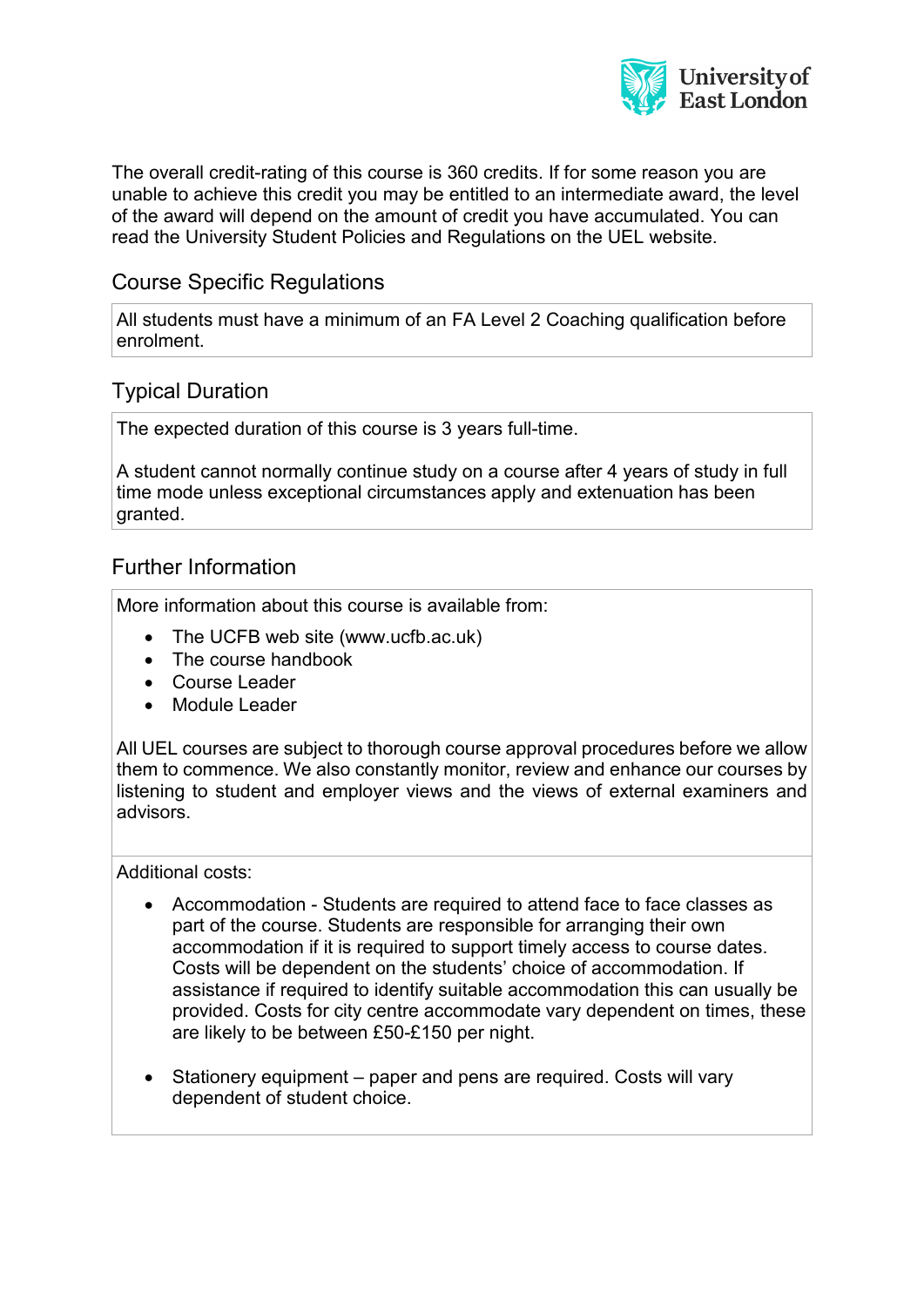The overall credit-rating of this course is 360 credits. If for some reason you are unable to achieve this credit you may be entitled to an intermediate award, the level of the award will depend on the amount of credit you have accumulated. You can read the University Student Policies and Regulations on the UEL website.

## Course Specific Regulations

All students must have a minimum of an FA Level 2 Coaching qualification before enrolment.

## Typical Duration

The expected duration of this course is 3 years full-time.

A student cannot normally continue study on a course after 4 years of study in full time mode unless exceptional circumstances apply and extenuation has been granted.

## Further Information

More information about this course is available from:

- The UCFB web site (www.ucfb.ac.uk)
- The course handbook
- Course Leader
- Module Leader

All UEL courses are subject to thorough course approval procedures before we allow them to commence. We also constantly monitor, review and enhance our courses by listening to student and employer views and the views of external examiners and advisors.

Additional costs:

- Accommodation - Students are required to attend face to face classes as part of the course. Students are responsible for arranging their own accommodation if it is required to support timely access to course dates. Costs will be dependent on the students' choice of accommodation. If assistance if required to identify suitable accommodation this can usually be provided. Costs for city centre accommodate vary dependent on times, these are likely to be between £50-£150 per night.

- Stationery equipment – paper and pens are required. Costs will vary dependent of student choice.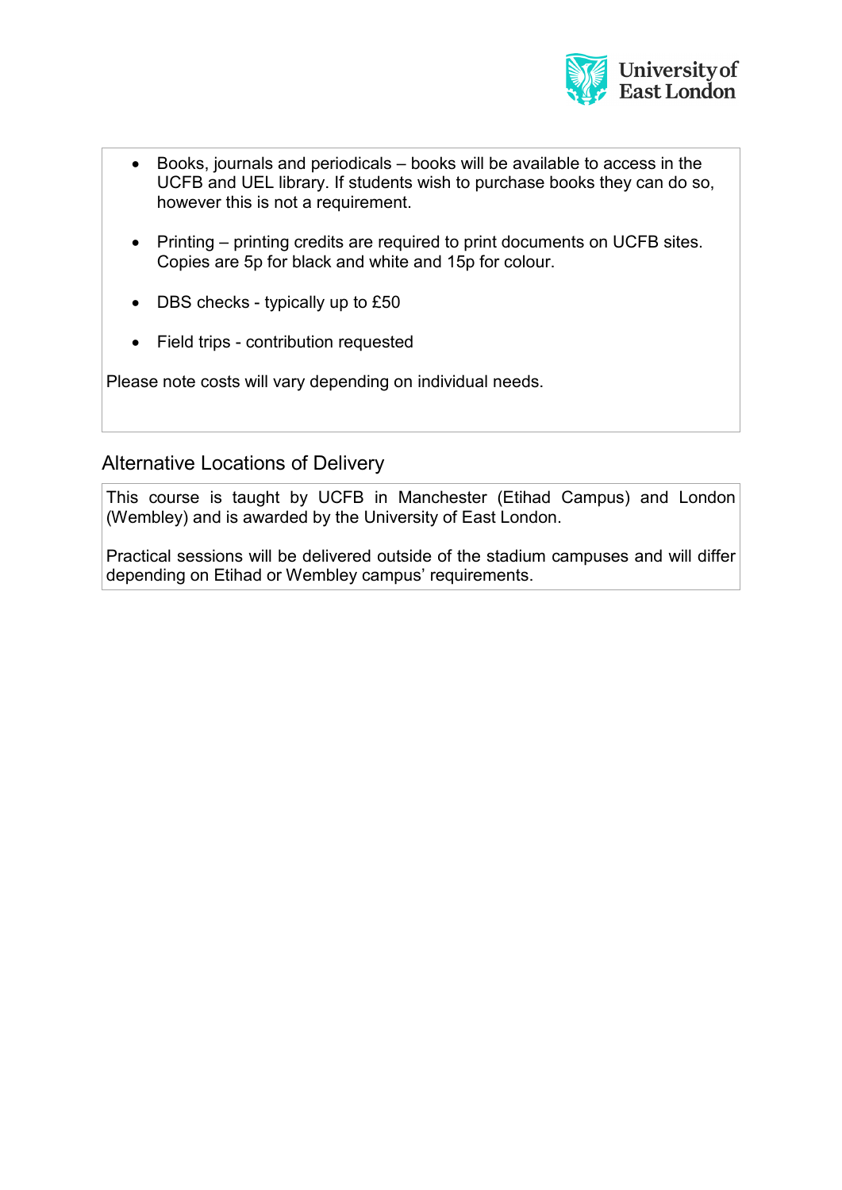- Books, journals and periodicals – books will be available to access in the UCFB and UEL library. If students wish to purchase books they can do so, however this is not a requirement.

- Printing – printing credits are required to print documents on UCFB sites. Copies are 5p for black and white and 15p for colour.

- DBS checks - typically up to £50

- Field trips - contribution requested

Please note costs will vary depending on individual needs.

## Alternative Locations of Delivery

This course is taught by UCFB in Manchester (Etihad Campus) and London (Wembley) and is awarded by the University of East London.

Practical sessions will be delivered outside of the stadium campuses and will differ depending on Etihad or Wembley campus' requirements.